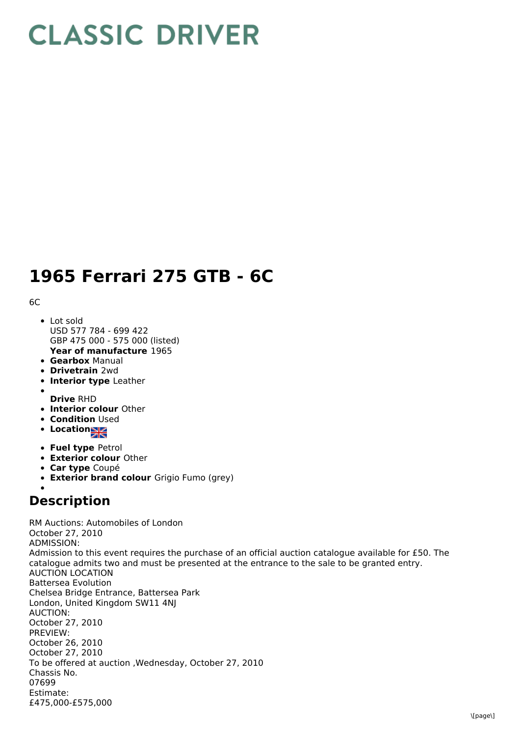# CLASSIC DRIVER

# 1965 Ferrari 275 GTB - 6C

6C

- Lot sold
  USD 577 784 - 699 422
  GBP 475 000 - 575 000 (listed)
  **Year of manufacture** 1965
- **Gearbox** Manual
- **Drivetrain** 2wd
- **Interior type** Leather
- **Drive** RHD
- **Interior colour** Other
- **Condition** Used
- **Location**
- **Fuel type** Petrol
- **Exterior colour** Other
- **Car type** Coupé
- **Exterior brand colour** Grigio Fumo (grey)

## Description

RM Auctions: Automobiles of London
October 27, 2010
ADMISSION:
Admission to this event requires the purchase of an official auction catalogue available for £50. The catalogue admits two and must be presented at the entrance to the sale to be granted entry.
AUCTION LOCATION
Battersea Evolution
Chelsea Bridge Entrance, Battersea Park
London, United Kingdom SW11 4NJ
AUCTION:
October 27, 2010
PREVIEW:
October 26, 2010
October 27, 2010
To be offered at auction ,Wednesday, October 27, 2010
Chassis No.
07699
Estimate:
£475,000-£575,000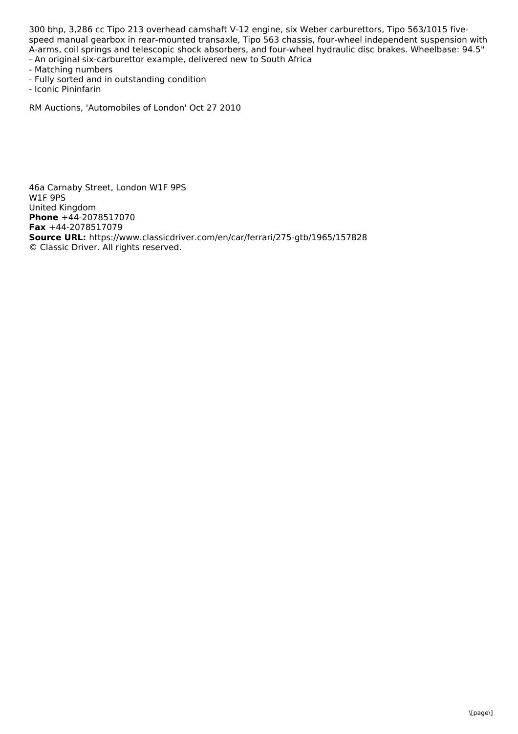300 bhp, 3,286 cc Tipo 213 overhead camshaft V-12 engine, six Weber carburettors, Tipo 563/1015 five-speed manual gearbox in rear-mounted transaxle, Tipo 563 chassis, four-wheel independent suspension with A-arms, coil springs and telescopic shock absorbers, and four-wheel hydraulic disc brakes. Wheelbase: 94.5"
- An original six-carburettor example, delivered new to South Africa
- Matching numbers
- Fully sorted and in outstanding condition
- Iconic Pininfarin

RM Auctions, 'Automobiles of London' Oct 27 2010

46a Carnaby Street, London W1F 9PS
W1F 9PS
United Kingdom
**Phone** +44-2078517070
**Fax** +44-2078517079
**Source URL:** https://www.classicdriver.com/en/car/ferrari/275-gtb/1965/157828
© Classic Driver. All rights reserved.